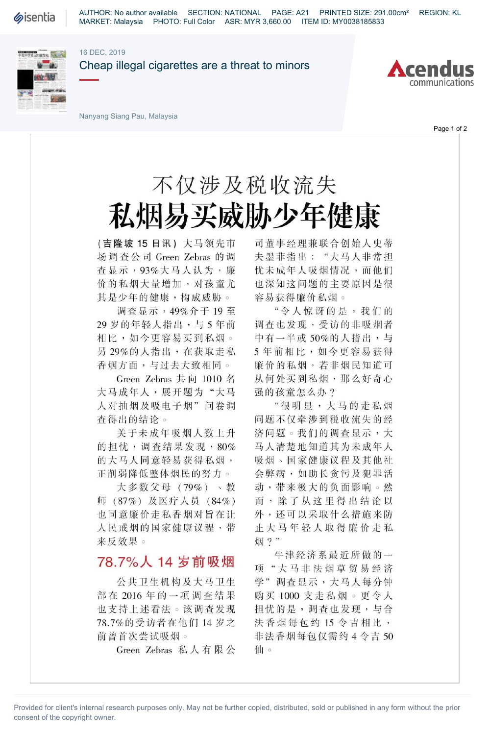16 DEC, 2019

# Cheap illegal cigarettes are a threat to minors

Nanyang Siang Pau, Malaysia

## 不仅涉及税收流失

# 私烟易买威胁少年健康

**(吉隆坡 15 日讯)** 大马领先市场调查公司 Green Zebras 的调查显示，93%大马人认为，廉价的私烟大量增加，对孩童尤其是少年的健康，构成威胁。

调查显示，49%介于 19 至 29 岁的年轻人指出，与 5 年前相比，如今更容易买到私烟。另 29%的人指出，在获取走私香烟方面，与过去大致相同。

Green Zebras 共向 1010 名大马成年人，展开题为"大马人对抽烟及吸电子烟"问卷调查得出的结论。

关于未成年吸烟人数上升的担忧，调查结果发现，80%的大马人同意轻易获得私烟，正削弱降低整体烟民的努力。

大多数父母（79%）、教师（87%）及医疗人员（84%）也同意廉价走私香烟对旨在让人民戒烟的国家健康议程，带来反效果。

## 78.7%人 14 岁前吸烟

公共卫生机构及大马卫生部在 2016 年的一项调查结果也支持上述看法。该调查发现 78.7%的受访者在他们 14 岁之前曾首次尝试吸烟。

Green Zebras 私人有限公司董事经理兼联合创始人史蒂夫墨菲指出："大马人非常担忧未成年人吸烟情况，而他们也深知这问题的主要原因是很容易获得廉价私烟。

"令人惊讶的是，我们的调查也发现，受访的非吸烟者中有一半或 50%的人指出，与 5 年前相比，如今更容易获得廉价的私烟，若非烟民知道可从何处买到私烟，那么好奇心强的孩童怎么办？

"很明显，大马的走私烟问题不仅牵涉到税收流失的经济问题。我们的调查显示，大马人清楚地知道其为未成年人吸烟、国家健康议程及其他社会弊病，如助长贪污及犯罪活动，带来极大的负面影响。然而，除了从这里得出结论以外，还可以采取什么措施来防止大马年轻人取得廉价走私烟？"

牛津经济系最近所做的一项"大马非法烟草贸易经济学"调查显示，大马人每分钟购买 1000 支走私烟。更令人担忧的是，调查也发现，与合法香烟每包约 15 令吉相比，非法香烟每包仅需约 4 令吉 50 仙。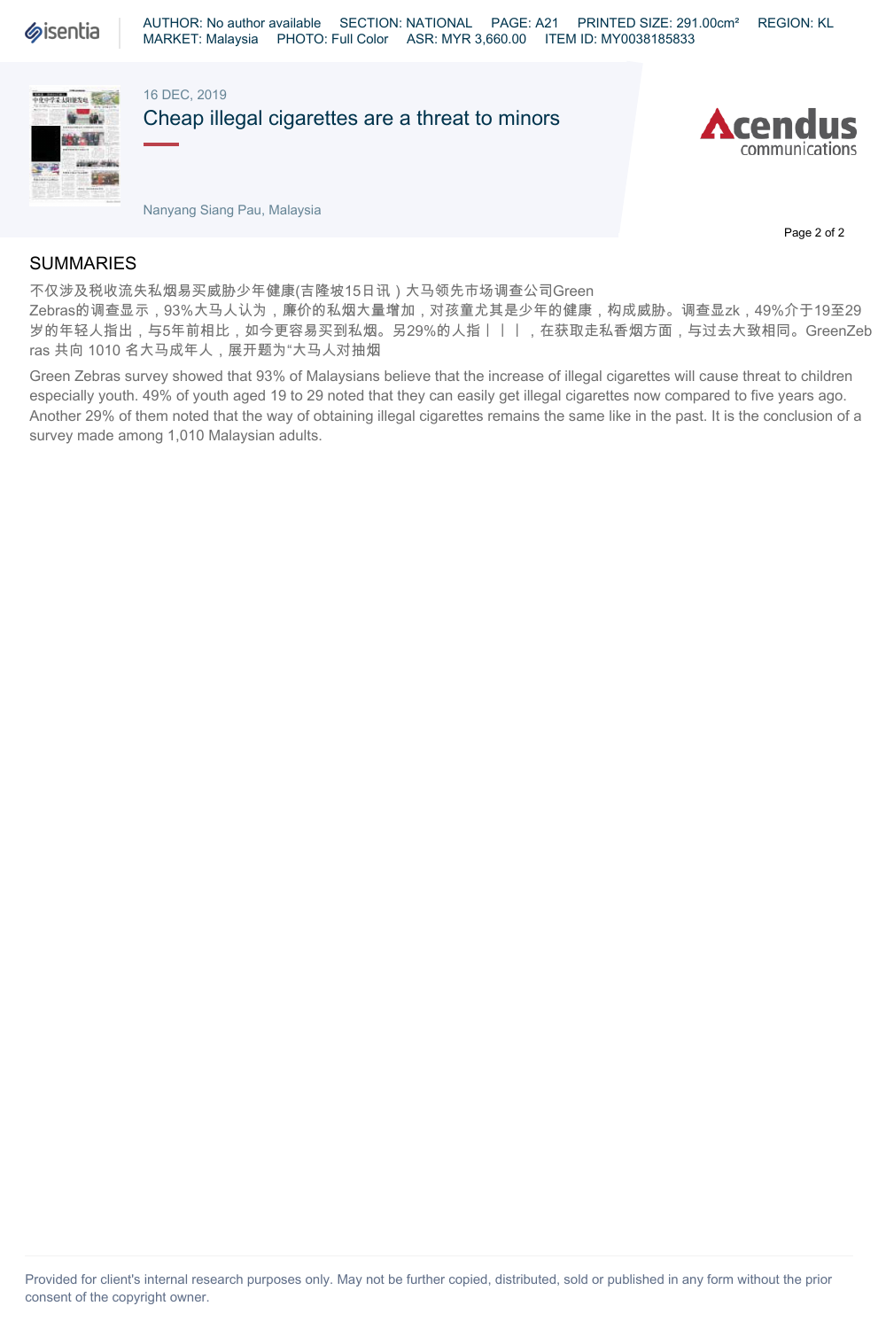AUTHOR: No author available SECTION: NATIONAL PAGE: A21 PRINTED SIZE: 291.00cm² REGION: KL
MARKET: Malaysia PHOTO: Full Color ASR: MYR 3,660.00 ITEM ID: MY0038185833

16 DEC, 2019

# Cheap illegal cigarettes are a threat to minors

Nanyang Siang Pau, Malaysia

## SUMMARIES

不仅涉及税收流失私烟易买威胁少年健康(吉隆坡15日讯）大马领先市场调查公司Green Zebras的调查显示，93%大马人认为，廉价的私烟大量增加，对孩童尤其是少年的健康，构成威胁。调查显zk，49%介于19至29岁的年轻人指出，与5年前相比，如今更容易买到私烟。另29%的人指｜｜｜，在获取走私香烟方面，与过去大致相同。GreenZebras 共向 1010 名大马成年人，展开题为"大马人对抽烟

Green Zebras survey showed that 93% of Malaysians believe that the increase of illegal cigarettes will cause threat to children especially youth. 49% of youth aged 19 to 29 noted that they can easily get illegal cigarettes now compared to five years ago. Another 29% of them noted that the way of obtaining illegal cigarettes remains the same like in the past. It is the conclusion of a survey made among 1,010 Malaysian adults.

Provided for client's internal research purposes only. May not be further copied, distributed, sold or published in any form without the prior consent of the copyright owner.